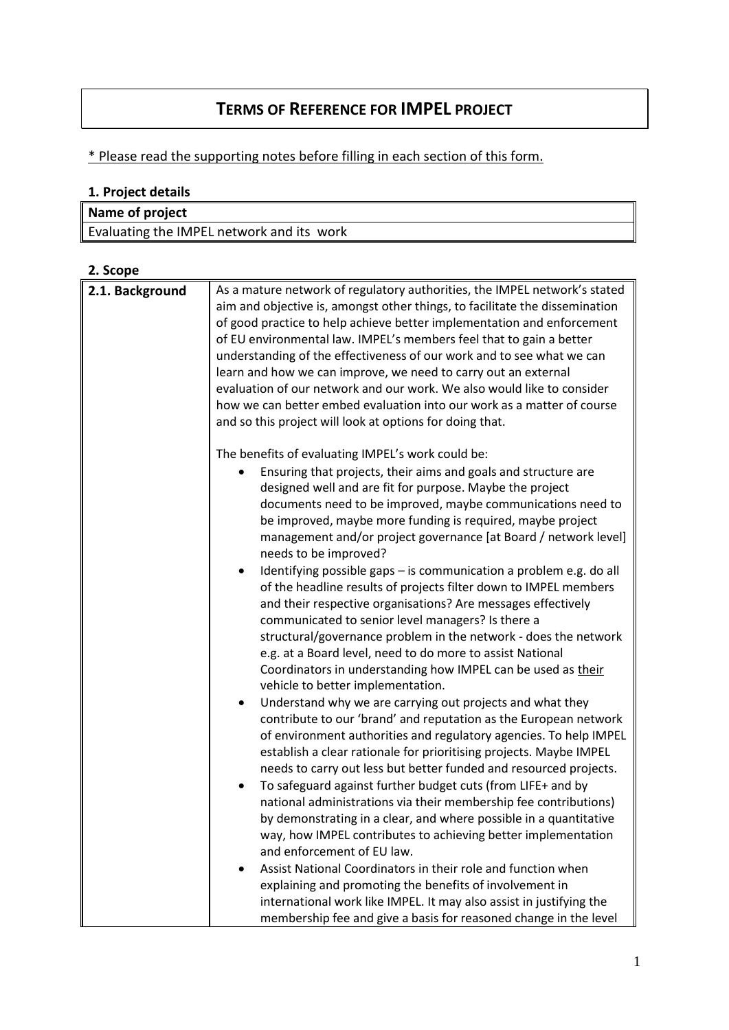# TERMS OF REFERENCE FOR IMPEL PROJECT

\* Please read the supporting notes before filling in each section of this form.

## 1. Project details

| Name of project |
|---|
| Evaluating the IMPEL network and its work |

## 2. Scope

| | |
|---|---|
| **2.1. Background** | As a mature network of regulatory authorities, the IMPEL network's stated aim and objective is, amongst other things, to facilitate the dissemination of good practice to help achieve better implementation and enforcement of EU environmental law. IMPEL's members feel that to gain a better understanding of the effectiveness of our work and to see what we can learn and how we can improve, we need to carry out an external evaluation of our network and our work. We also would like to consider how we can better embed evaluation into our work as a matter of course and so this project will look at options for doing that.<br><br>The benefits of evaluating IMPEL's work could be:<br>• Ensuring that projects, their aims and goals and structure are designed well and are fit for purpose. Maybe the project documents need to be improved, maybe communications need to be improved, maybe more funding is required, maybe project management and/or project governance [at Board / network level] needs to be improved?<br>• Identifying possible gaps – is communication a problem e.g. do all of the headline results of projects filter down to IMPEL members and their respective organisations? Are messages effectively communicated to senior level managers? Is there a structural/governance problem in the network - does the network e.g. at a Board level, need to do more to assist National Coordinators in understanding how IMPEL can be used as <u>their</u> vehicle to better implementation.<br>• Understand why we are carrying out projects and what they contribute to our 'brand' and reputation as the European network of environment authorities and regulatory agencies. To help IMPEL establish a clear rationale for prioritising projects. Maybe IMPEL needs to carry out less but better funded and resourced projects.<br>• To safeguard against further budget cuts (from LIFE+ and by national administrations via their membership fee contributions) by demonstrating in a clear, and where possible in a quantitative way, how IMPEL contributes to achieving better implementation and enforcement of EU law.<br>• Assist National Coordinators in their role and function when explaining and promoting the benefits of involvement in international work like IMPEL. It may also assist in justifying the membership fee and give a basis for reasoned change in the level |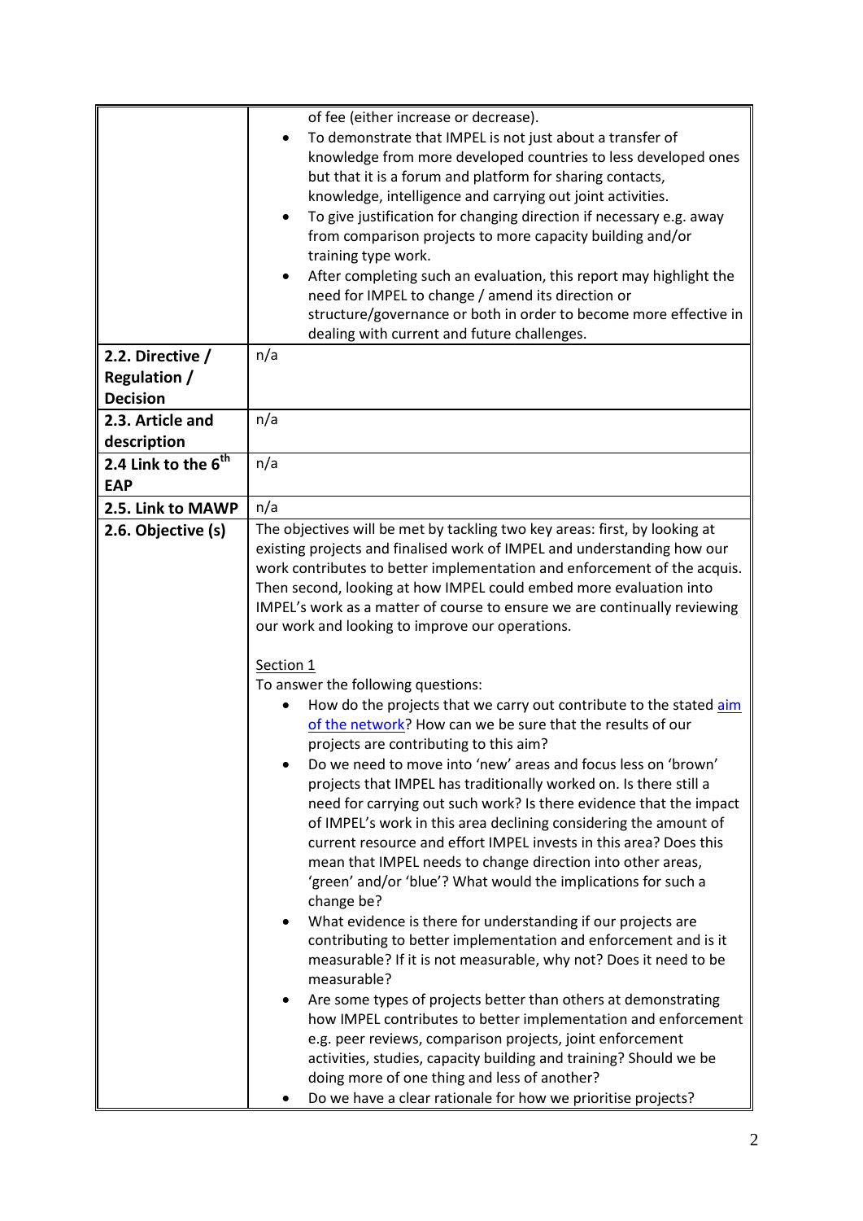| | |
|---|---|
| | of fee (either increase or decrease).<br>• To demonstrate that IMPEL is not just about a transfer of knowledge from more developed countries to less developed ones but that it is a forum and platform for sharing contacts, knowledge, intelligence and carrying out joint activities.<br>• To give justification for changing direction if necessary e.g. away from comparison projects to more capacity building and/or training type work.<br>• After completing such an evaluation, this report may highlight the need for IMPEL to change / amend its direction or structure/governance or both in order to become more effective in dealing with current and future challenges. |
| **2.2. Directive / Regulation / Decision** | n/a |
| **2.3. Article and description** | n/a |
| **2.4 Link to the 6th EAP** | n/a |
| **2.5. Link to MAWP** | n/a |
| **2.6. Objective (s)** | The objectives will be met by tackling two key areas: first, by looking at existing projects and finalised work of IMPEL and understanding how our work contributes to better implementation and enforcement of the acquis. Then second, looking at how IMPEL could embed more evaluation into IMPEL's work as a matter of course to ensure we are continually reviewing our work and looking to improve our operations.<br><br>Section 1<br>To answer the following questions:<br>• How do the projects that we carry out contribute to the stated aim of the network? How can we be sure that the results of our projects are contributing to this aim?<br>• Do we need to move into 'new' areas and focus less on 'brown' projects that IMPEL has traditionally worked on. Is there still a need for carrying out such work? Is there evidence that the impact of IMPEL's work in this area declining considering the amount of current resource and effort IMPEL invests in this area? Does this mean that IMPEL needs to change direction into other areas, 'green' and/or 'blue'? What would the implications for such a change be?<br>• What evidence is there for understanding if our projects are contributing to better implementation and enforcement and is it measurable? If it is not measurable, why not? Does it need to be measurable?<br>• Are some types of projects better than others at demonstrating how IMPEL contributes to better implementation and enforcement e.g. peer reviews, comparison projects, joint enforcement activities, studies, capacity building and training? Should we be doing more of one thing and less of another?<br>• Do we have a clear rationale for how we prioritise projects? |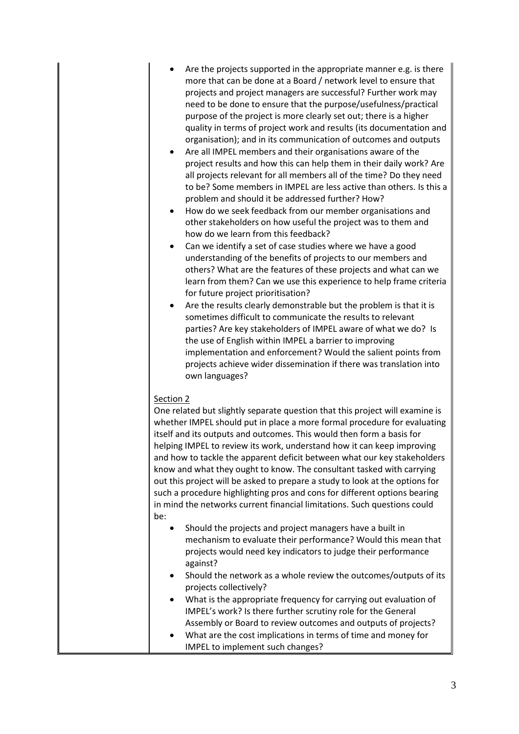- Are the projects supported in the appropriate manner e.g. is there more that can be done at a Board / network level to ensure that projects and project managers are successful? Further work may need to be done to ensure that the purpose/usefulness/practical purpose of the project is more clearly set out; there is a higher quality in terms of project work and results (its documentation and organisation); and in its communication of outcomes and outputs
- Are all IMPEL members and their organisations aware of the project results and how this can help them in their daily work? Are all projects relevant for all members all of the time? Do they need to be? Some members in IMPEL are less active than others. Is this a problem and should it be addressed further? How?
- How do we seek feedback from our member organisations and other stakeholders on how useful the project was to them and how do we learn from this feedback?
- Can we identify a set of case studies where we have a good understanding of the benefits of projects to our members and others? What are the features of these projects and what can we learn from them? Can we use this experience to help frame criteria for future project prioritisation?
- Are the results clearly demonstrable but the problem is that it is sometimes difficult to communicate the results to relevant parties? Are key stakeholders of IMPEL aware of what we do? Is the use of English within IMPEL a barrier to improving implementation and enforcement? Would the salient points from projects achieve wider dissemination if there was translation into own languages?

Section 2

One related but slightly separate question that this project will examine is whether IMPEL should put in place a more formal procedure for evaluating itself and its outputs and outcomes. This would then form a basis for helping IMPEL to review its work, understand how it can keep improving and how to tackle the apparent deficit between what our key stakeholders know and what they ought to know. The consultant tasked with carrying out this project will be asked to prepare a study to look at the options for such a procedure highlighting pros and cons for different options bearing in mind the networks current financial limitations. Such questions could be:

- Should the projects and project managers have a built in mechanism to evaluate their performance? Would this mean that projects would need key indicators to judge their performance against?
- Should the network as a whole review the outcomes/outputs of its projects collectively?
- What is the appropriate frequency for carrying out evaluation of IMPEL's work? Is there further scrutiny role for the General Assembly or Board to review outcomes and outputs of projects?
- What are the cost implications in terms of time and money for IMPEL to implement such changes?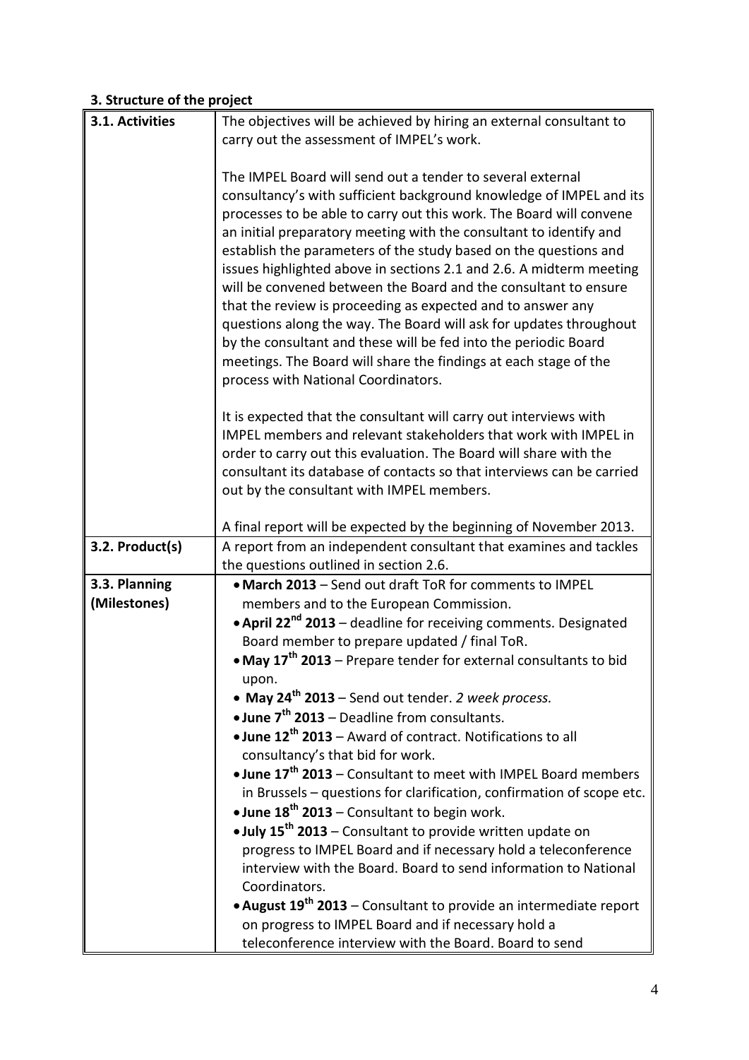### 3. Structure of the project

| | |
|---|---|
| **3.1. Activities** | The objectives will be achieved by hiring an external consultant to carry out the assessment of IMPEL's work.<br><br>The IMPEL Board will send out a tender to several external consultancy's with sufficient background knowledge of IMPEL and its processes to be able to carry out this work. The Board will convene an initial preparatory meeting with the consultant to identify and establish the parameters of the study based on the questions and issues highlighted above in sections 2.1 and 2.6. A midterm meeting will be convened between the Board and the consultant to ensure that the review is proceeding as expected and to answer any questions along the way. The Board will ask for updates throughout by the consultant and these will be fed into the periodic Board meetings. The Board will share the findings at each stage of the process with National Coordinators.<br><br>It is expected that the consultant will carry out interviews with IMPEL members and relevant stakeholders that work with IMPEL in order to carry out this evaluation. The Board will share with the consultant its database of contacts so that interviews can be carried out by the consultant with IMPEL members.<br><br>A final report will be expected by the beginning of November 2013. |
| **3.2. Product(s)** | A report from an independent consultant that examines and tackles the questions outlined in section 2.6. |
| **3.3. Planning (Milestones)** | • **March 2013** – Send out draft ToR for comments to IMPEL members and to the European Commission.<br>• **April 22nd 2013** – deadline for receiving comments. Designated Board member to prepare updated / final ToR.<br>• **May 17th 2013** – Prepare tender for external consultants to bid upon.<br>• **May 24th 2013** – Send out tender. *2 week process.*<br>• **June 7th 2013** – Deadline from consultants.<br>• **June 12th 2013** – Award of contract. Notifications to all consultancy's that bid for work.<br>• **June 17th 2013** – Consultant to meet with IMPEL Board members in Brussels – questions for clarification, confirmation of scope etc.<br>• **June 18th 2013** – Consultant to begin work.<br>• **July 15th 2013** – Consultant to provide written update on progress to IMPEL Board and if necessary hold a teleconference interview with the Board. Board to send information to National Coordinators.<br>• **August 19th 2013** – Consultant to provide an intermediate report on progress to IMPEL Board and if necessary hold a teleconference interview with the Board. Board to send |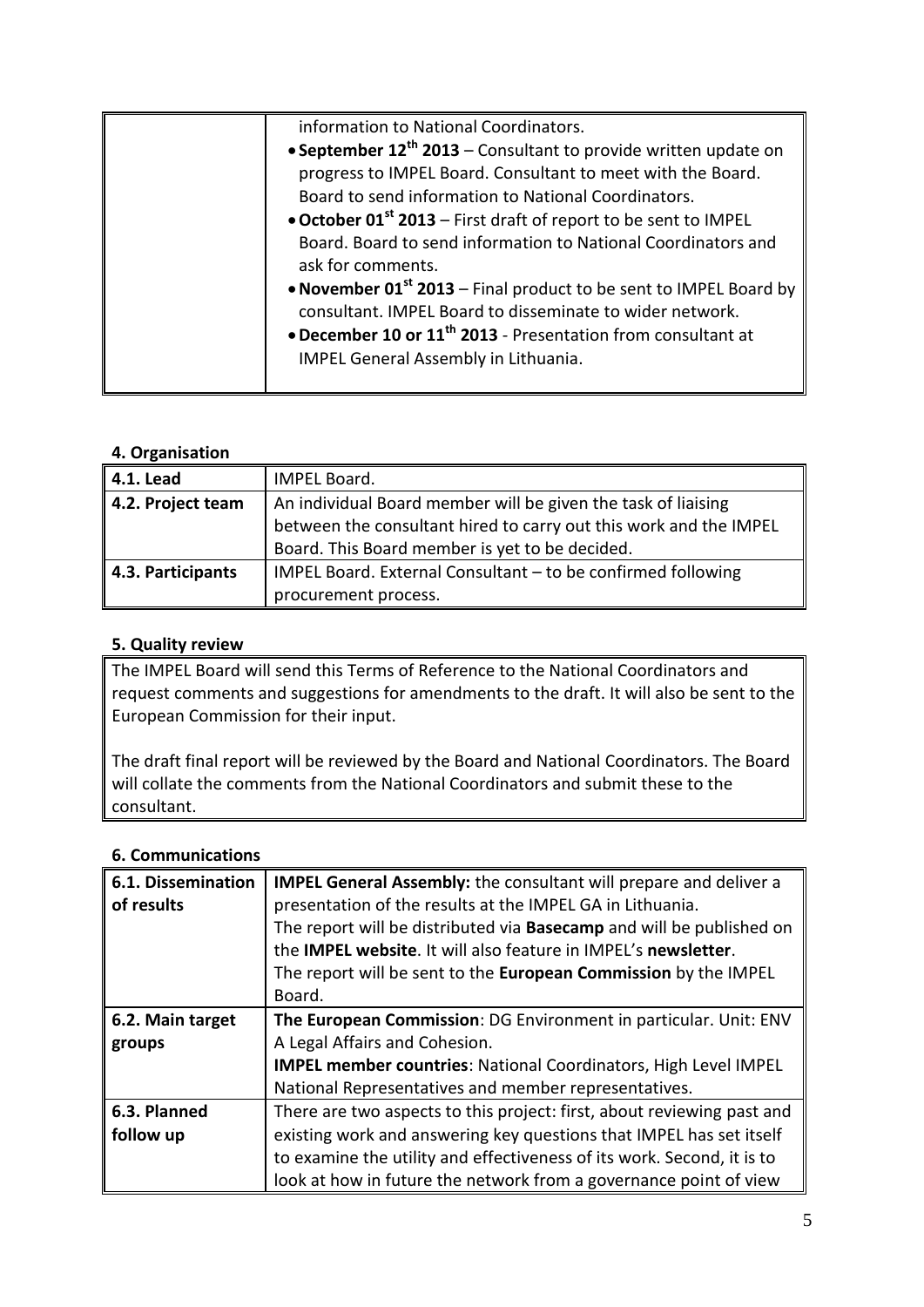| | information to National Coordinators.<br>• **September 12th 2013** – Consultant to provide written update on progress to IMPEL Board. Consultant to meet with the Board. Board to send information to National Coordinators.<br>• **October 01st 2013** – First draft of report to be sent to IMPEL Board. Board to send information to National Coordinators and ask for comments.<br>• **November 01st 2013** – Final product to be sent to IMPEL Board by consultant. IMPEL Board to disseminate to wider network.<br>• **December 10 or 11th 2013** - Presentation from consultant at IMPEL General Assembly in Lithuania. |
|---|---|

### 4. Organisation

| **4.1. Lead** | IMPEL Board. |
|---|---|
| **4.2. Project team** | An individual Board member will be given the task of liaising between the consultant hired to carry out this work and the IMPEL Board. This Board member is yet to be decided. |
| **4.3. Participants** | IMPEL Board. External Consultant – to be confirmed following procurement process. |

### 5. Quality review

The IMPEL Board will send this Terms of Reference to the National Coordinators and request comments and suggestions for amendments to the draft. It will also be sent to the European Commission for their input.

The draft final report will be reviewed by the Board and National Coordinators. The Board will collate the comments from the National Coordinators and submit these to the consultant.

### 6. Communications

| **6.1. Dissemination of results** | **IMPEL General Assembly:** the consultant will prepare and deliver a presentation of the results at the IMPEL GA in Lithuania.<br>The report will be distributed via **Basecamp** and will be published on the **IMPEL website**. It will also feature in IMPEL's **newsletter**.<br>The report will be sent to the **European Commission** by the IMPEL Board. |
|---|---|
| **6.2. Main target groups** | **The European Commission**: DG Environment in particular. Unit: ENV A Legal Affairs and Cohesion.<br>**IMPEL member countries**: National Coordinators, High Level IMPEL National Representatives and member representatives. |
| **6.3. Planned follow up** | There are two aspects to this project: first, about reviewing past and existing work and answering key questions that IMPEL has set itself to examine the utility and effectiveness of its work. Second, it is to look at how in future the network from a governance point of view |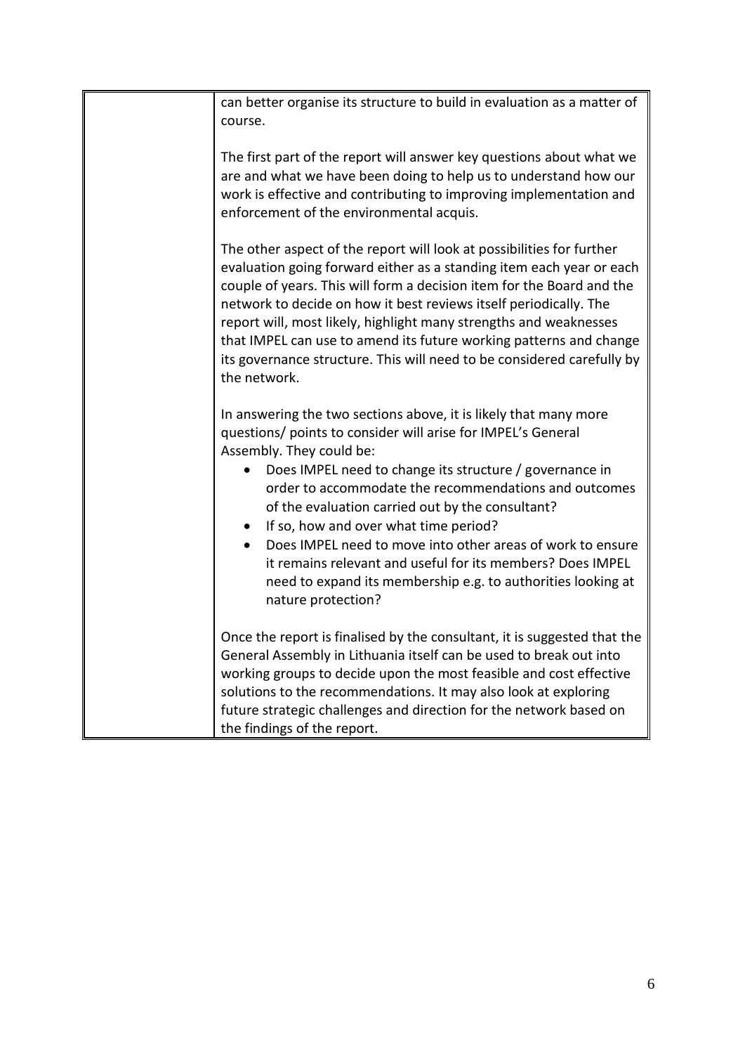| | |
|---|---|
| | can better organise its structure to build in evaluation as a matter of course.<br><br>The first part of the report will answer key questions about what we are and what we have been doing to help us to understand how our work is effective and contributing to improving implementation and enforcement of the environmental acquis.<br><br>The other aspect of the report will look at possibilities for further evaluation going forward either as a standing item each year or each couple of years. This will form a decision item for the Board and the network to decide on how it best reviews itself periodically. The report will, most likely, highlight many strengths and weaknesses that IMPEL can use to amend its future working patterns and change its governance structure. This will need to be considered carefully by the network.<br><br>In answering the two sections above, it is likely that many more questions/ points to consider will arise for IMPEL's General Assembly. They could be:<br>• Does IMPEL need to change its structure / governance in order to accommodate the recommendations and outcomes of the evaluation carried out by the consultant?<br>• If so, how and over what time period?<br>• Does IMPEL need to move into other areas of work to ensure it remains relevant and useful for its members? Does IMPEL need to expand its membership e.g. to authorities looking at nature protection?<br><br>Once the report is finalised by the consultant, it is suggested that the General Assembly in Lithuania itself can be used to break out into working groups to decide upon the most feasible and cost effective solutions to the recommendations. It may also look at exploring future strategic challenges and direction for the network based on the findings of the report. |